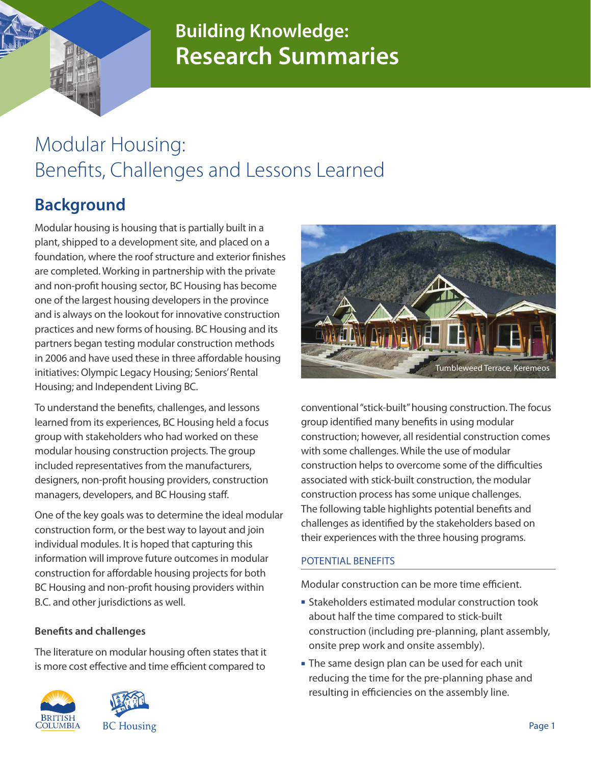# Building Knowledge: Research Summaries

# Modular Housing: Benefits, Challenges and Lessons Learned

## Background

Modular housing is housing that is partially built in a plant, shipped to a development site, and placed on a foundation, where the roof structure and exterior finishes are completed. Working in partnership with the private and non-profit housing sector, BC Housing has become one of the largest housing developers in the province and is always on the lookout for innovative construction practices and new forms of housing. BC Housing and its partners began testing modular construction methods in 2006 and have used these in three affordable housing initiatives: Olympic Legacy Housing; Seniors' Rental Housing; and Independent Living BC.

To understand the benefits, challenges, and lessons learned from its experiences, BC Housing held a focus group with stakeholders who had worked on these modular housing construction projects. The group included representatives from the manufacturers, designers, non-profit housing providers, construction managers, developers, and BC Housing staff.

One of the key goals was to determine the ideal modular construction form, or the best way to layout and join individual modules. It is hoped that capturing this information will improve future outcomes in modular construction for affordable housing projects for both BC Housing and non-profit housing providers within B.C. and other jurisdictions as well.

### Benefits and challenges

The literature on modular housing often states that it is more cost effective and time efficient compared to conventional "stick-built" housing construction. The focus group identified many benefits in using modular construction; however, all residential construction comes with some challenges. While the use of modular construction helps to overcome some of the difficulties associated with stick-built construction, the modular construction process has some unique challenges. The following table highlights potential benefits and challenges as identified by the stakeholders based on their experiences with the three housing programs.

Tumbleweed Terrace, Keremeos

#### POTENTIAL BENEFITS

Modular construction can be more time efficient.

- Stakeholders estimated modular construction took about half the time compared to stick-built construction (including pre-planning, plant assembly, onsite prep work and onsite assembly).
- The same design plan can be used for each unit reducing the time for the pre-planning phase and resulting in efficiencies on the assembly line.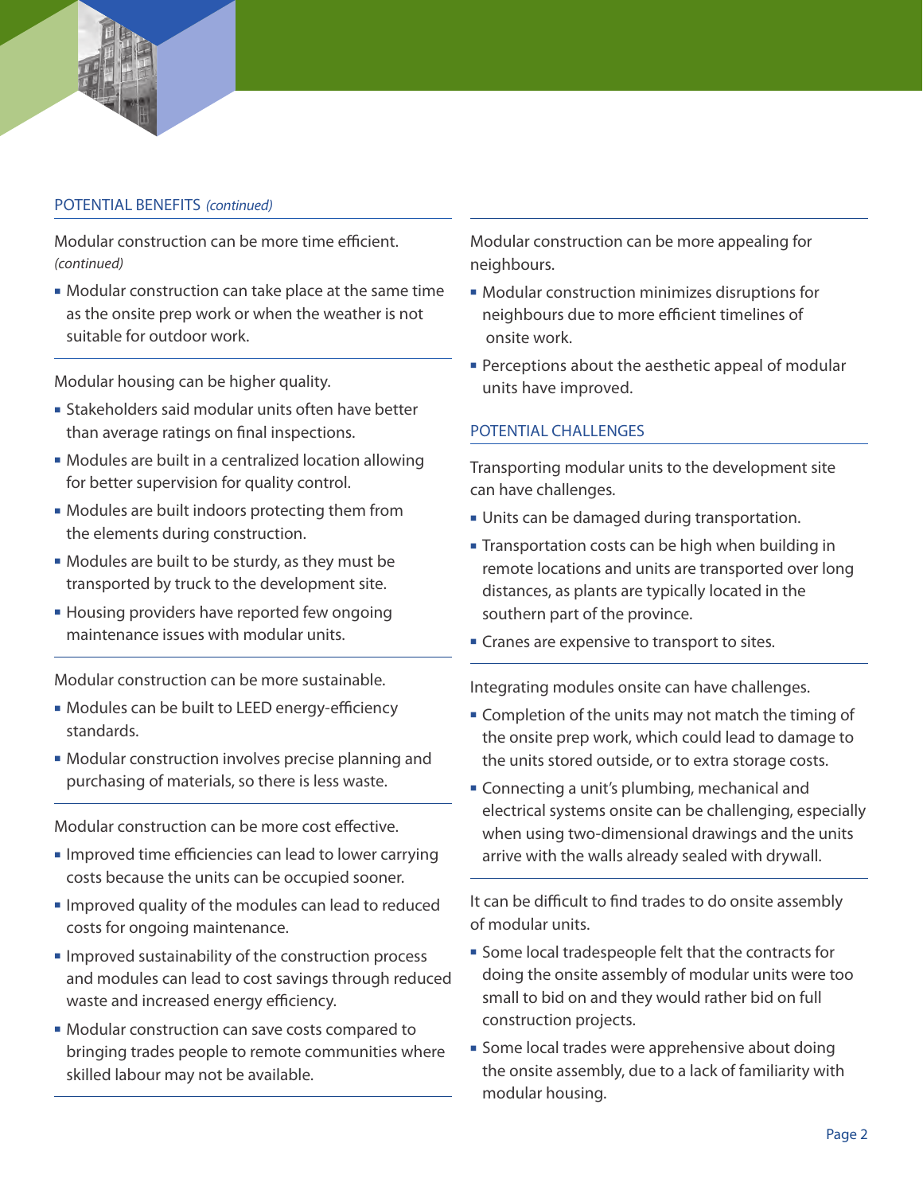## POTENTIAL BENEFITS *(continued)*

Modular construction can be more time efficient. *(continued)*

- Modular construction can take place at the same time as the onsite prep work or when the weather is not suitable for outdoor work.

Modular housing can be higher quality.

- Stakeholders said modular units often have better than average ratings on final inspections.
- Modules are built in a centralized location allowing for better supervision for quality control.
- Modules are built indoors protecting them from the elements during construction.
- Modules are built to be sturdy, as they must be transported by truck to the development site.
- Housing providers have reported few ongoing maintenance issues with modular units.

Modular construction can be more sustainable.

- Modules can be built to LEED energy-efficiency standards.
- Modular construction involves precise planning and purchasing of materials, so there is less waste.

Modular construction can be more cost effective.

- Improved time efficiencies can lead to lower carrying costs because the units can be occupied sooner.
- Improved quality of the modules can lead to reduced costs for ongoing maintenance.
- Improved sustainability of the construction process and modules can lead to cost savings through reduced waste and increased energy efficiency.
- Modular construction can save costs compared to bringing trades people to remote communities where skilled labour may not be available.

Modular construction can be more appealing for neighbours.

- Modular construction minimizes disruptions for neighbours due to more efficient timelines of onsite work.
- Perceptions about the aesthetic appeal of modular units have improved.

## POTENTIAL CHALLENGES

Transporting modular units to the development site can have challenges.

- Units can be damaged during transportation.
- Transportation costs can be high when building in remote locations and units are transported over long distances, as plants are typically located in the southern part of the province.
- Cranes are expensive to transport to sites.

Integrating modules onsite can have challenges.

- Completion of the units may not match the timing of the onsite prep work, which could lead to damage to the units stored outside, or to extra storage costs.
- Connecting a unit's plumbing, mechanical and electrical systems onsite can be challenging, especially when using two-dimensional drawings and the units arrive with the walls already sealed with drywall.

It can be difficult to find trades to do onsite assembly of modular units.

- Some local tradespeople felt that the contracts for doing the onsite assembly of modular units were too small to bid on and they would rather bid on full construction projects.
- Some local trades were apprehensive about doing the onsite assembly, due to a lack of familiarity with modular housing.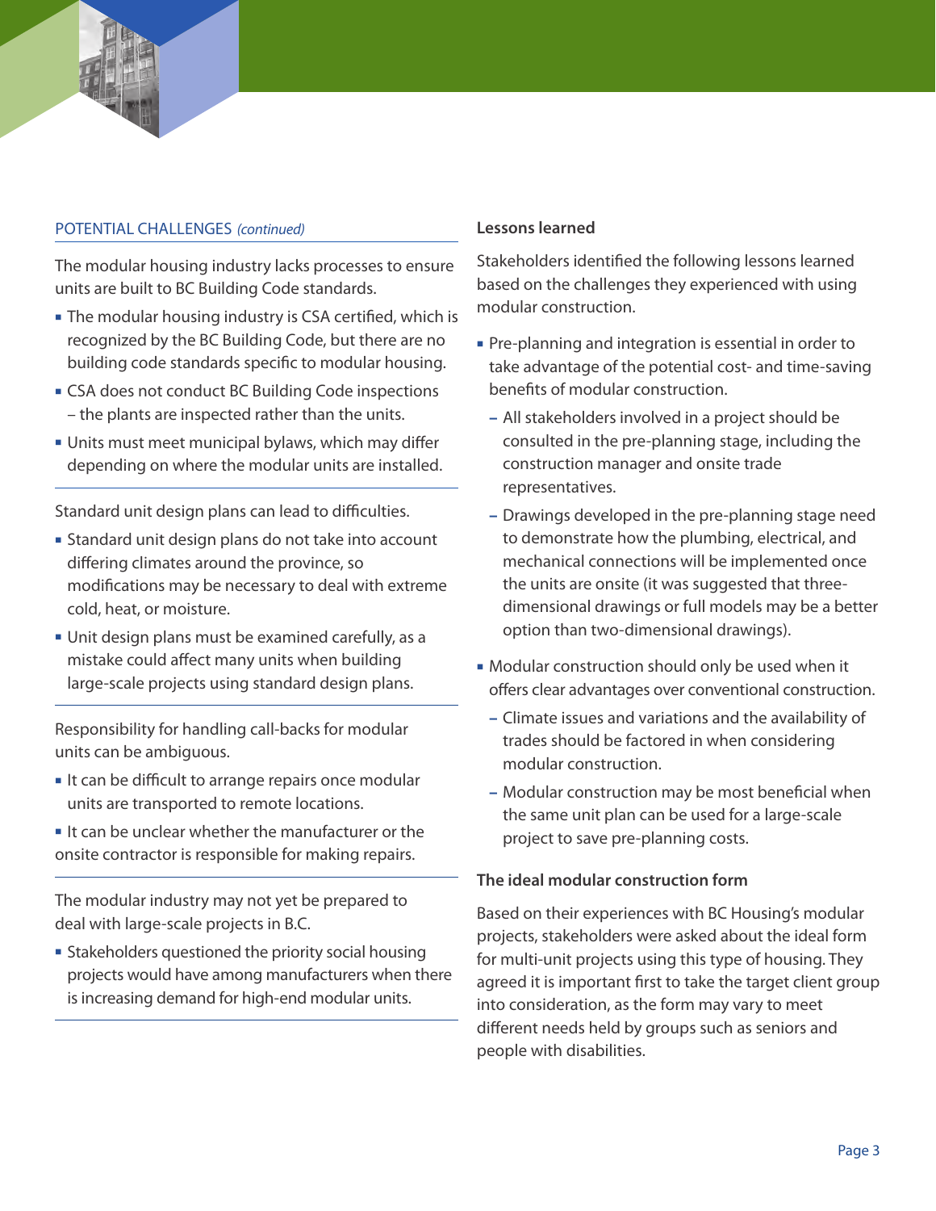## POTENTIAL CHALLENGES *(continued)*

The modular housing industry lacks processes to ensure units are built to BC Building Code standards.

- The modular housing industry is CSA certified, which is recognized by the BC Building Code, but there are no building code standards specific to modular housing.
- CSA does not conduct BC Building Code inspections – the plants are inspected rather than the units.
- Units must meet municipal bylaws, which may differ depending on where the modular units are installed.

Standard unit design plans can lead to difficulties.

- Standard unit design plans do not take into account differing climates around the province, so modifications may be necessary to deal with extreme cold, heat, or moisture.
- Unit design plans must be examined carefully, as a mistake could affect many units when building large-scale projects using standard design plans.

Responsibility for handling call-backs for modular units can be ambiguous.

- It can be difficult to arrange repairs once modular units are transported to remote locations.
- It can be unclear whether the manufacturer or the onsite contractor is responsible for making repairs.

The modular industry may not yet be prepared to deal with large-scale projects in B.C.

- Stakeholders questioned the priority social housing projects would have among manufacturers when there is increasing demand for high-end modular units.

### Lessons learned

Stakeholders identified the following lessons learned based on the challenges they experienced with using modular construction.

- Pre-planning and integration is essential in order to take advantage of the potential cost- and time-saving benefits of modular construction.
  - All stakeholders involved in a project should be consulted in the pre-planning stage, including the construction manager and onsite trade representatives.
  - Drawings developed in the pre-planning stage need to demonstrate how the plumbing, electrical, and mechanical connections will be implemented once the units are onsite (it was suggested that three-dimensional drawings or full models may be a better option than two-dimensional drawings).
- Modular construction should only be used when it offers clear advantages over conventional construction.
  - Climate issues and variations and the availability of trades should be factored in when considering modular construction.
  - Modular construction may be most beneficial when the same unit plan can be used for a large-scale project to save pre-planning costs.

### The ideal modular construction form

Based on their experiences with BC Housing's modular projects, stakeholders were asked about the ideal form for multi-unit projects using this type of housing. They agreed it is important first to take the target client group into consideration, as the form may vary to meet different needs held by groups such as seniors and people with disabilities.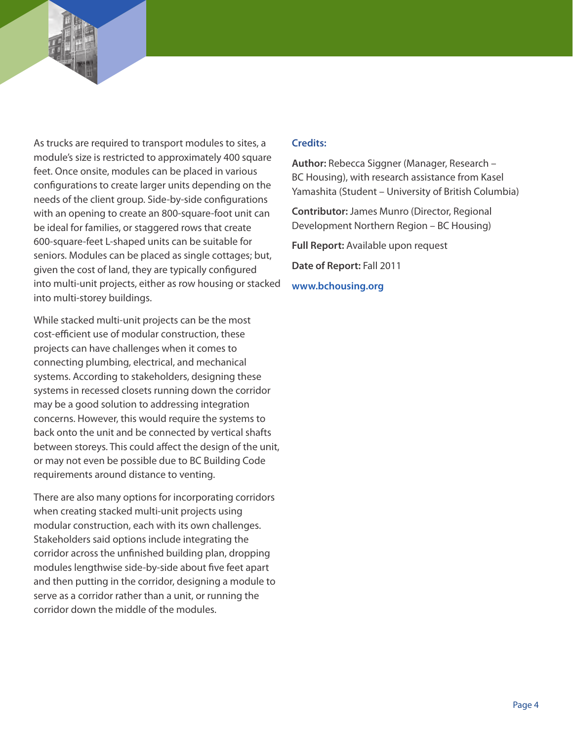As trucks are required to transport modules to sites, a module's size is restricted to approximately 400 square feet. Once onsite, modules can be placed in various configurations to create larger units depending on the needs of the client group. Side-by-side configurations with an opening to create an 800-square-foot unit can be ideal for families, or staggered rows that create 600-square-feet L-shaped units can be suitable for seniors. Modules can be placed as single cottages; but, given the cost of land, they are typically configured into multi-unit projects, either as row housing or stacked into multi-storey buildings.

While stacked multi-unit projects can be the most cost-efficient use of modular construction, these projects can have challenges when it comes to connecting plumbing, electrical, and mechanical systems. According to stakeholders, designing these systems in recessed closets running down the corridor may be a good solution to addressing integration concerns. However, this would require the systems to back onto the unit and be connected by vertical shafts between storeys. This could affect the design of the unit, or may not even be possible due to BC Building Code requirements around distance to venting.

There are also many options for incorporating corridors when creating stacked multi-unit projects using modular construction, each with its own challenges. Stakeholders said options include integrating the corridor across the unfinished building plan, dropping modules lengthwise side-by-side about five feet apart and then putting in the corridor, designing a module to serve as a corridor rather than a unit, or running the corridor down the middle of the modules.

### Credits:

**Author:** Rebecca Siggner (Manager, Research – BC Housing), with research assistance from Kasel Yamashita (Student – University of British Columbia)

**Contributor:** James Munro (Director, Regional Development Northern Region – BC Housing)

**Full Report:** Available upon request

**Date of Report:** Fall 2011

**www.bchousing.org**